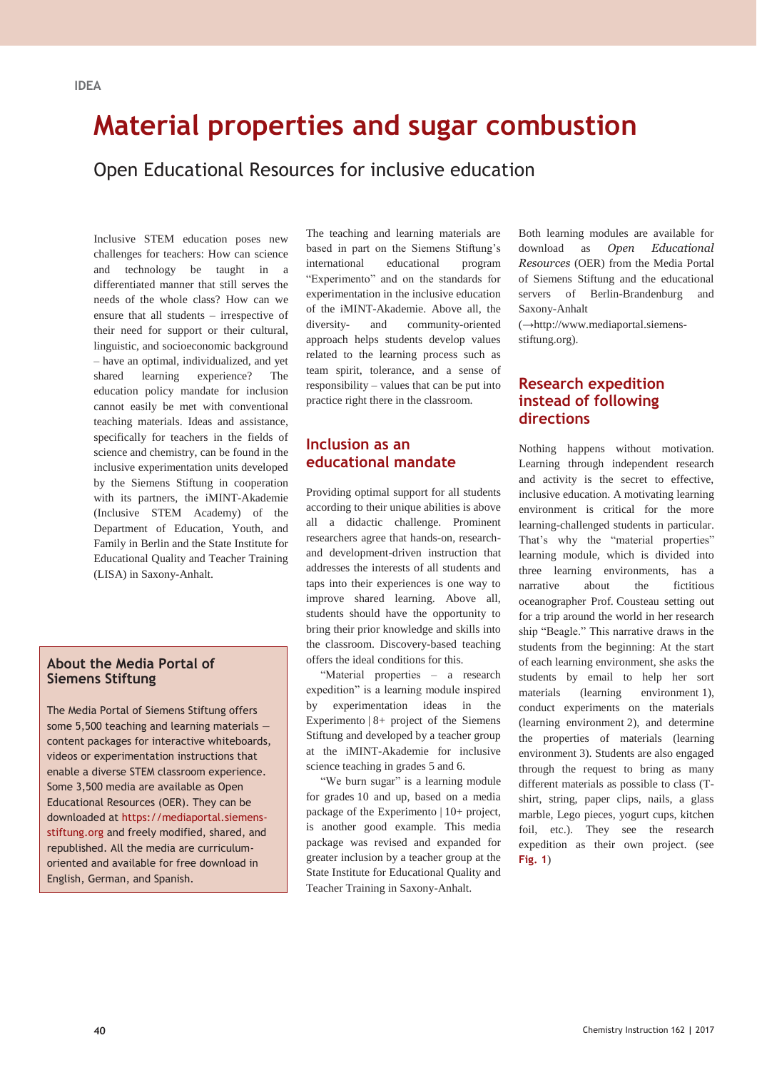IDEA

# Material properties and sugar combustion

## Open Educational Resources for inclusive education

Inclusive STEM education poses new challenges for teachers: How can science and technology be taught in a differentiated manner that still serves the needs of the whole class? How can we ensure that all students – irrespective of their need for support or their cultural, linguistic, and socioeconomic background – have an optimal, individualized, and yet shared learning experience? The education policy mandate for inclusion cannot easily be met with conventional teaching materials. Ideas and assistance, specifically for teachers in the fields of science and chemistry, can be found in the inclusive experimentation units developed by the Siemens Stiftung in cooperation with its partners, the iMINT-Akademie (Inclusive STEM Academy) of the Department of Education, Youth, and Family in Berlin and the State Institute for Educational Quality and Teacher Training (LISA) in Saxony-Anhalt.

### About the Media Portal of Siemens Stiftung

The Media Portal of Siemens Stiftung offers some 5,500 teaching and learning materials – content packages for interactive whiteboards, videos or experimentation instructions that enable a diverse STEM classroom experience. Some 3,500 media are available as Open Educational Resources (OER). They can be downloaded at https://mediaportal.siemens-stiftung.org and freely modified, shared, and republished. All the media are curriculum-oriented and available for free download in English, German, and Spanish.

The teaching and learning materials are based in part on the Siemens Stiftung's international educational program "Experimento" and on the standards for experimentation in the inclusive education of the iMINT-Akademie. Above all, the diversity- and community-oriented approach helps students develop values related to the learning process such as team spirit, tolerance, and a sense of responsibility – values that can be put into practice right there in the classroom.

## Inclusion as an educational mandate

Providing optimal support for all students according to their unique abilities is above all a didactic challenge. Prominent researchers agree that hands-on, research- and development-driven instruction that addresses the interests of all students and taps into their experiences is one way to improve shared learning. Above all, students should have the opportunity to bring their prior knowledge and skills into the classroom. Discovery-based teaching offers the ideal conditions for this.

"Material properties – a research expedition" is a learning module inspired by experimentation ideas in the Experimento | 8+ project of the Siemens Stiftung and developed by a teacher group at the iMINT-Akademie for inclusive science teaching in grades 5 and 6.

"We burn sugar" is a learning module for grades 10 and up, based on a media package of the Experimento | 10+ project, is another good example. This media package was revised and expanded for greater inclusion by a teacher group at the State Institute for Educational Quality and Teacher Training in Saxony-Anhalt.

Both learning modules are available for download as *Open Educational Resources* (OER) from the Media Portal of Siemens Stiftung and the educational servers of Berlin-Brandenburg and Saxony-Anhalt (→http://www.mediaportal.siemens-stiftung.org).

## Research expedition instead of following directions

Nothing happens without motivation. Learning through independent research and activity is the secret to effective, inclusive education. A motivating learning environment is critical for the more learning-challenged students in particular. That's why the "material properties" learning module, which is divided into three learning environments, has a narrative about the fictitious oceanographer Prof. Cousteau setting out for a trip around the world in her research ship "Beagle." This narrative draws in the students from the beginning: At the start of each learning environment, she asks the students by email to help her sort materials (learning environment 1), conduct experiments on the materials (learning environment 2), and determine the properties of materials (learning environment 3). Students are also engaged through the request to bring as many different materials as possible to class (T-shirt, string, paper clips, nails, a glass marble, Lego pieces, yogurt cups, kitchen foil, etc.). They see the research expedition as their own project. (see **Fig. 1**)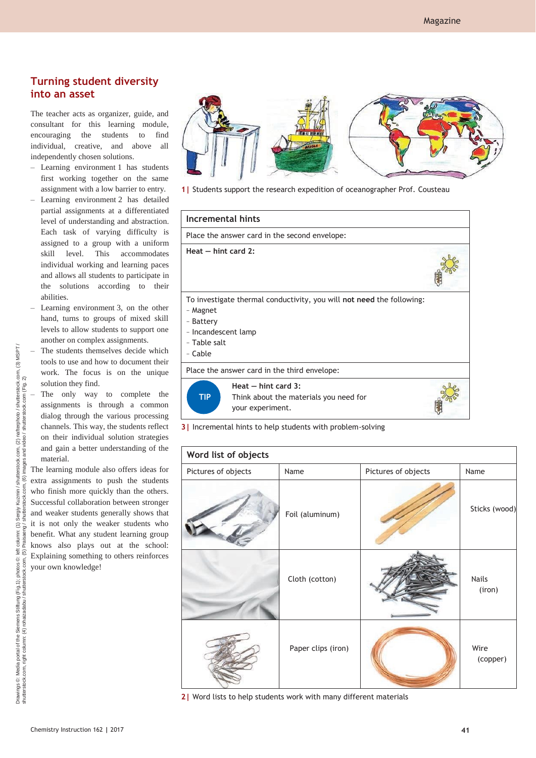## Turning student diversity into an asset

The teacher acts as organizer, guide, and consultant for this learning module, encouraging the students to find individual, creative, and above all independently chosen solutions.

- Learning environment 1 has students first working together on the same assignment with a low barrier to entry.
- Learning environment 2 has detailed partial assignments at a differentiated level of understanding and abstraction. Each task of varying difficulty is assigned to a group with a uniform skill level. This accommodates individual working and learning paces and allows all students to participate in the solutions according to their abilities.
- Learning environment 3, on the other hand, turns to groups of mixed skill levels to allow students to support one another on complex assignments.
- The students themselves decide which tools to use and how to document their work. The focus is on the unique solution they find.
- The only way to complete the assignments is through a common dialog through the various processing channels. This way, the students reflect on their individual solution strategies and gain a better understanding of the material.

The learning module also offers ideas for extra assignments to push the students who finish more quickly than the others. Successful collaboration between stronger and weaker students generally shows that it is not only the weaker students who benefit. What any student learning group knows also plays out at the school: Explaining something to others reinforces your own knowledge!

1 | Students support the research expedition of oceanographer Prof. Cousteau

**Incremental hints**

Place the answer card in the second envelope:

**Heat – hint card 2:**

To investigate thermal conductivity, you will **not need** the following:
- Magnet
- Battery
- Incandescent lamp
- Table salt
- Cable

Place the answer card in the third envelope:

TIP **Heat – hint card 3:**
Think about the materials you need for your experiment.

3 | Incremental hints to help students with problem-solving

**Word list of objects**

| Pictures of objects | Name | Pictures of objects | Name |
|---|---|---|---|
| | Foil (aluminum) | | Sticks (wood) |
| | Cloth (cotton) | | Nails (iron) |
| | Paper clips (iron) | | Wire (copper) |

2 | Word lists to help students work with many different materials

Drawings ©: Media portal of the Siemens Stiftung (Fig.1); photos ©: left column: (1) Sergiy Kuzmin / shutterstock.com, (2) nafterphoto / shutterstock.com, (3) MSPT / shutterstock.com, right column: (4) rohalzadabu / shutterstock.com, (5) Praisaeng / shutterstock.com, (6) images and video / shutterstock.com (Fig. 2)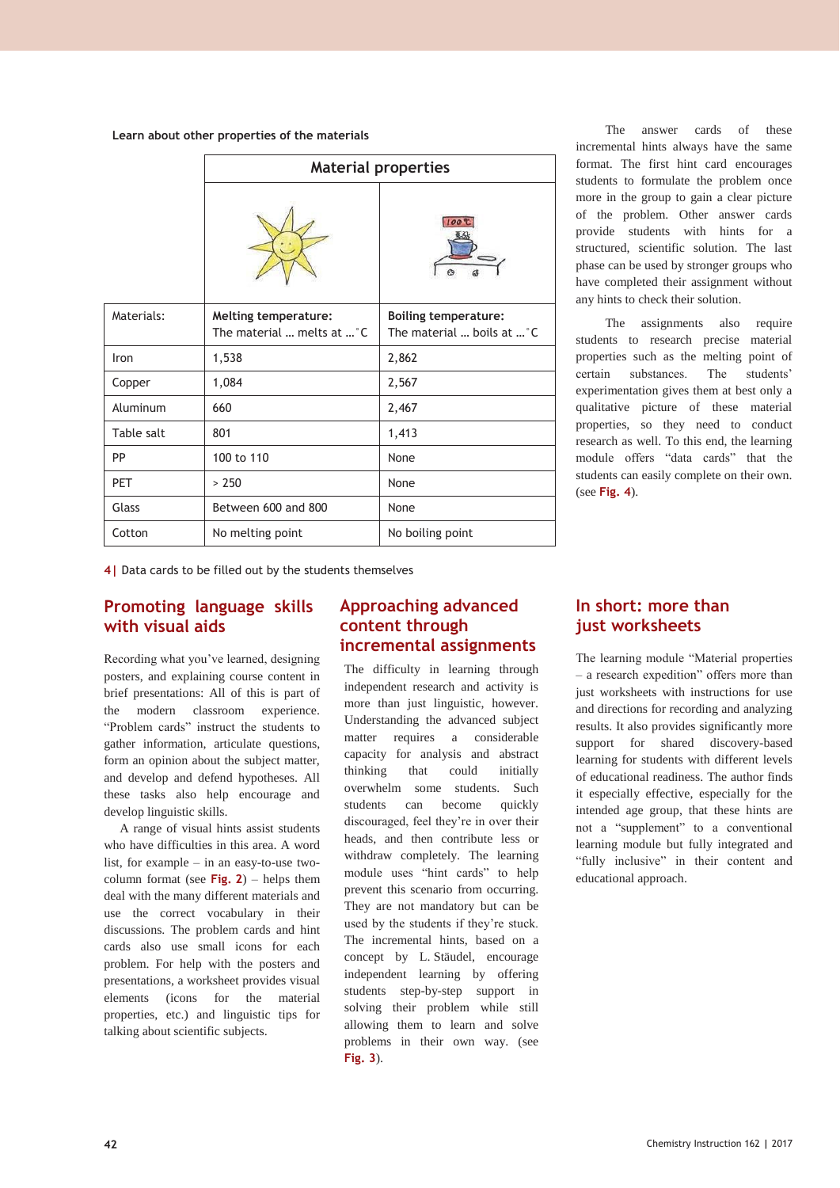Learn about other properties of the materials

| | Material properties | |
|---|---|---|
| Materials: | Melting temperature: The material … melts at …°C | Boiling temperature: The material … boils at …°C |
| Iron | 1,538 | 2,862 |
| Copper | 1,084 | 2,567 |
| Aluminum | 660 | 2,467 |
| Table salt | 801 | 1,413 |
| PP | 100 to 110 | None |
| PET | > 250 | None |
| Glass | Between 600 and 800 | None |
| Cotton | No melting point | No boiling point |

4| Data cards to be filled out by the students themselves

The answer cards of these incremental hints always have the same format. The first hint card encourages students to formulate the problem once more in the group to gain a clear picture of the problem. Other answer cards provide students with hints for a structured, scientific solution. The last phase can be used by stronger groups who have completed their assignment without any hints to check their solution.

The assignments also require students to research precise material properties such as the melting point of certain substances. The students' experimentation gives them at best only a qualitative picture of these material properties, so they need to conduct research as well. To this end, the learning module offers "data cards" that the students can easily complete on their own. (see **Fig. 4**).

## Promoting language skills with visual aids

Recording what you've learned, designing posters, and explaining course content in brief presentations: All of this is part of the modern classroom experience. "Problem cards" instruct the students to gather information, articulate questions, form an opinion about the subject matter, and develop and defend hypotheses. All these tasks also help encourage and develop linguistic skills.

A range of visual hints assist students who have difficulties in this area. A word list, for example – in an easy-to-use two-column format (see **Fig. 2**) – helps them deal with the many different materials and use the correct vocabulary in their discussions. The problem cards and hint cards also use small icons for each problem. For help with the posters and presentations, a worksheet provides visual elements (icons for the material properties, etc.) and linguistic tips for talking about scientific subjects.

## Approaching advanced content through incremental assignments

The difficulty in learning through independent research and activity is more than just linguistic, however. Understanding the advanced subject matter requires a considerable capacity for analysis and abstract thinking that could initially overwhelm some students. Such students can become quickly discouraged, feel they're in over their heads, and then contribute less or withdraw completely. The learning module uses "hint cards" to help prevent this scenario from occurring. They are not mandatory but can be used by the students if they're stuck. The incremental hints, based on a concept by L. Stäudel, encourage independent learning by offering students step-by-step support in solving their problem while still allowing them to learn and solve problems in their own way. (see **Fig. 3**).

## In short: more than just worksheets

The learning module "Material properties – a research expedition" offers more than just worksheets with instructions for use and directions for recording and analyzing results. It also provides significantly more support for shared discovery-based learning for students with different levels of educational readiness. The author finds it especially effective, especially for the intended age group, that these hints are not a "supplement" to a conventional learning module but fully integrated and "fully inclusive" in their content and educational approach.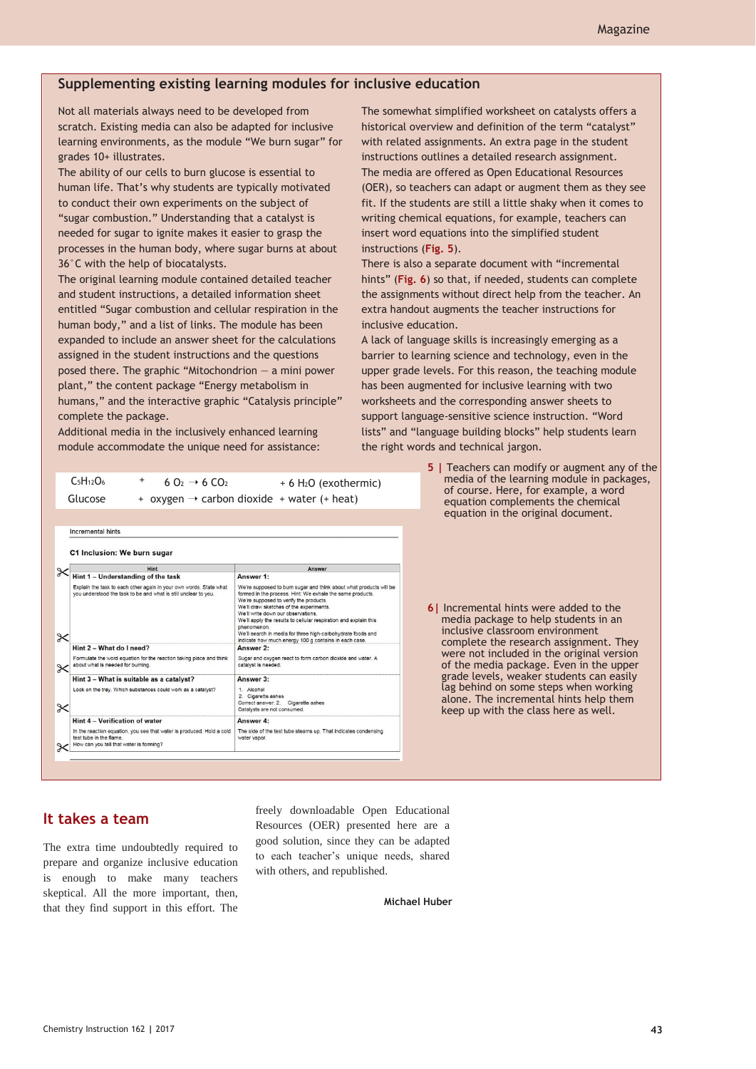## Supplementing existing learning modules for inclusive education

Not all materials always need to be developed from scratch. Existing media can also be adapted for inclusive learning environments, as the module "We burn sugar" for grades 10+ illustrates.

The ability of our cells to burn glucose is essential to human life. That's why students are typically motivated to conduct their own experiments on the subject of "sugar combustion." Understanding that a catalyst is needed for sugar to ignite makes it easier to grasp the processes in the human body, where sugar burns at about 36 °C with the help of biocatalysts.

The original learning module contained detailed teacher and student instructions, a detailed information sheet entitled "Sugar combustion and cellular respiration in the human body," and a list of links. The module has been expanded to include an answer sheet for the calculations assigned in the student instructions and the questions posed there. The graphic "Mitochondrion — a mini power plant," the content package "Energy metabolism in humans," and the interactive graphic "Catalysis principle" complete the package.

Additional media in the inclusively enhanced learning module accommodate the unique need for assistance:

The somewhat simplified worksheet on catalysts offers a historical overview and definition of the term "catalyst" with related assignments. An extra page in the student instructions outlines a detailed research assignment.

The media are offered as Open Educational Resources (OER), so teachers can adapt or augment them as they see fit. If the students are still a little shaky when it comes to writing chemical equations, for example, teachers can insert word equations into the simplified student instructions (**Fig. 5**).

There is also a separate document with "incremental hints" (**Fig. 6**) so that, if needed, students can complete the assignments without direct help from the teacher. An extra handout augments the teacher instructions for inclusive education.

A lack of language skills is increasingly emerging as a barrier to learning science and technology, even in the upper grade levels. For this reason, the teaching module has been augmented for inclusive learning with two worksheets and the corresponding answer sheets to support language-sensitive science instruction. "Word lists" and "language building blocks" help students learn the right words and technical jargon.

| | | | | |
|---|---|---|---|---|
| $C_6H_{12}O_6$ | + | $6\ O_2 \rightarrow 6\ CO_2$ | | $+\ 6\ H_2O$ (exothermic) |
| Glucose | + | oxygen → carbon dioxide | | + water (+ heat) |

**5 |** Teachers can modify or augment any of the media of the learning module in packages, of course. Here, for example, a word equation complements the chemical equation in the original document.

Incremental hints

**C1 Inclusion: We burn sugar**

| Hint | Answer |
|---|---|
| **Hint 1 – Understanding of the task**<br>Explain the task to each other again in your own words. State what you understood the task to be and what is still unclear to you. | **Answer 1:**<br>We're supposed to burn sugar and think about what products will be formed in the process. Hint: We exhale the same products.<br>We're supposed to verify the products.<br>We'll draw sketches of the experiments.<br>We'll write down our observations.<br>We'll apply the results to cellular respiration and explain this phenomenon.<br>We'll search in media for three high-carbohydrate foods and indicate how much energy 100 g contains in each case. |
| **Hint 2 – What do I need?**<br>Formulate the word equation for the reaction taking place and think about what is needed for burning. | **Answer 2:**<br>Sugar and oxygen react to form carbon dioxide and water. A catalyst is needed. |
| **Hint 3 – What is suitable as a catalyst?**<br>Look on the tray. Which substances could work as a catalyst? | **Answer 3:**<br>1. Alcohol<br>2. Cigarette ashes<br>Correct answer: 2. Cigarette ashes<br>Catalysts are not consumed. |
| **Hint 4 – Verification of water**<br>In the reaction equation, you see that water is produced. Hold a cold test tube in the flame.<br>How can you tell that water is forming? | **Answer 4:**<br>The side of the test tube steams up. That indicates condensing water vapor. |

**6 |** Incremental hints were added to the media package to help students in an inclusive classroom environment complete the research assignment. They were not included in the original version of the media package. Even in the upper grade levels, weaker students can easily lag behind on some steps when working alone. The incremental hints help them keep up with the class here as well.

## It takes a team

The extra time undoubtedly required to prepare and organize inclusive education is enough to make many teachers skeptical. All the more important, then, that they find support in this effort. The freely downloadable Open Educational Resources (OER) presented here are a good solution, since they can be adapted to each teacher's unique needs, shared with others, and republished.

**Michael Huber**